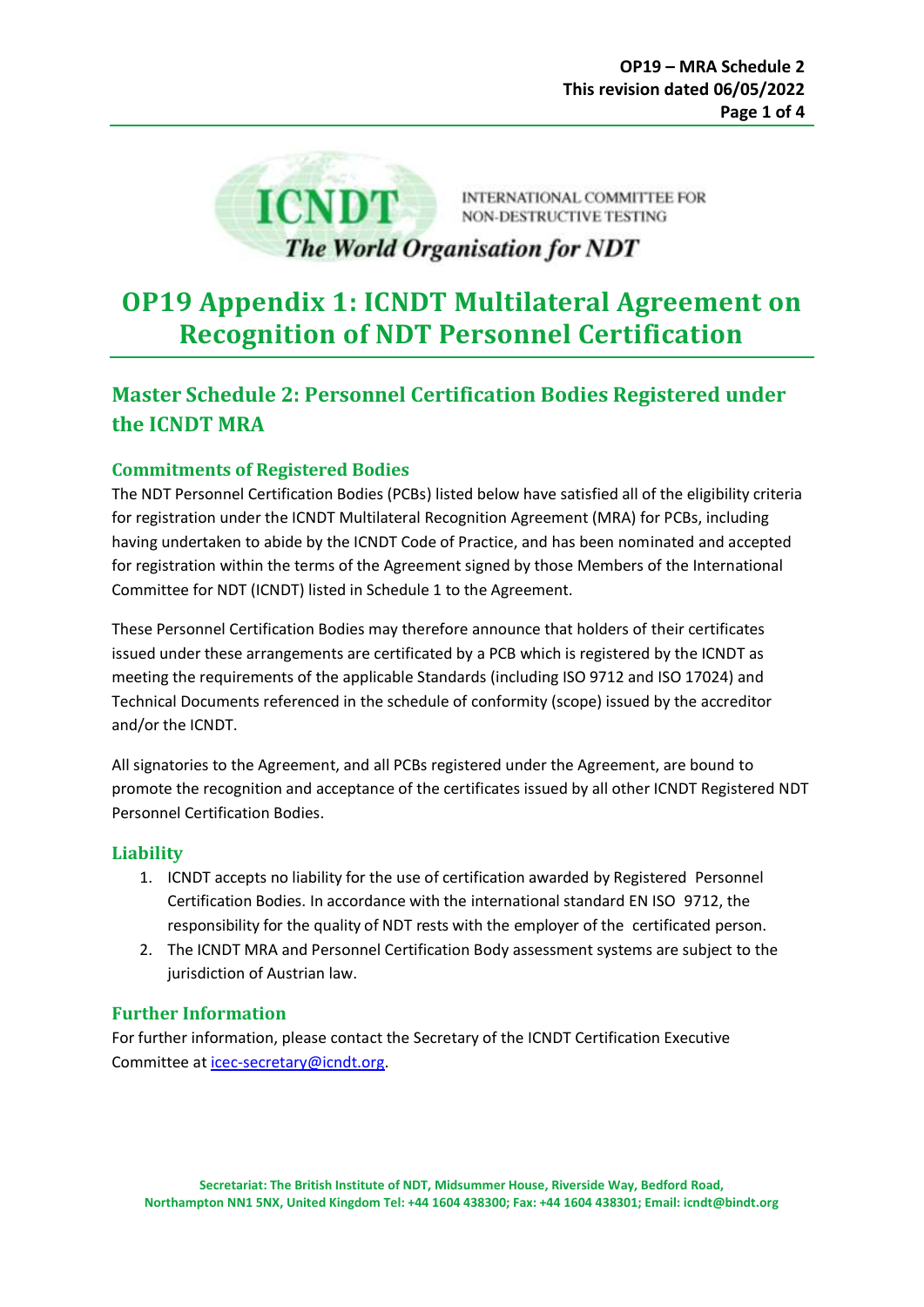ICNDT

INTERNATIONAL COMMITTEE FOR NON-DESTRUCTIVE TESTING

*The World Organisation for NDT*

# OP19 Appendix 1: ICNDT Multilateral Agreement on Recognition of NDT Personnel Certification

## Master Schedule 2: Personnel Certification Bodies Registered under the ICNDT MRA

### Commitments of Registered Bodies

The NDT Personnel Certification Bodies (PCBs) listed below have satisfied all of the eligibility criteria for registration under the ICNDT Multilateral Recognition Agreement (MRA) for PCBs, including having undertaken to abide by the ICNDT Code of Practice, and has been nominated and accepted for registration within the terms of the Agreement signed by those Members of the International Committee for NDT (ICNDT) listed in Schedule 1 to the Agreement.

These Personnel Certification Bodies may therefore announce that holders of their certificates issued under these arrangements are certificated by a PCB which is registered by the ICNDT as meeting the requirements of the applicable Standards (including ISO 9712 and ISO 17024) and Technical Documents referenced in the schedule of conformity (scope) issued by the accreditor and/or the ICNDT.

All signatories to the Agreement, and all PCBs registered under the Agreement, are bound to promote the recognition and acceptance of the certificates issued by all other ICNDT Registered NDT Personnel Certification Bodies.

### Liability

1. ICNDT accepts no liability for the use of certification awarded by Registered Personnel Certification Bodies. In accordance with the international standard EN ISO 9712, the responsibility for the quality of NDT rests with the employer of the certificated person.
2. The ICNDT MRA and Personnel Certification Body assessment systems are subject to the jurisdiction of Austrian law.

### Further Information

For further information, please contact the Secretary of the ICNDT Certification Executive Committee at icec-secretary@icndt.org.

**Secretariat: The British Institute of NDT, Midsummer House, Riverside Way, Bedford Road, Northampton NN1 5NX, United Kingdom Tel: +44 1604 438300; Fax: +44 1604 438301; Email: icndt@bindt.org**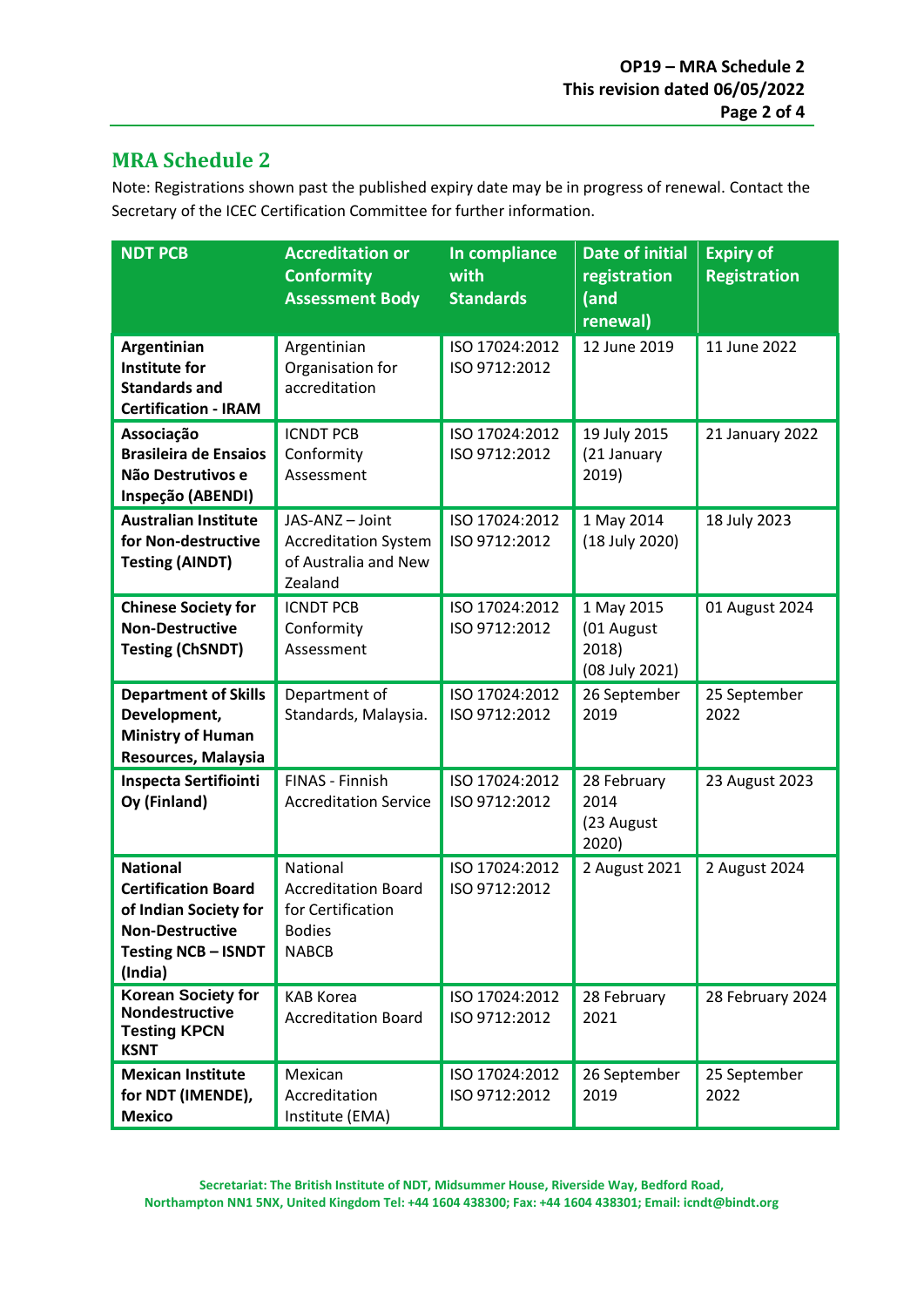## MRA Schedule 2

Note: Registrations shown past the published expiry date may be in progress of renewal. Contact the Secretary of the ICEC Certification Committee for further information.

| NDT PCB | Accreditation or Conformity Assessment Body | In compliance with Standards | Date of initial registration (and renewal) | Expiry of Registration |
|---|---|---|---|---|
| **Argentinian Institute for Standards and Certification - IRAM** | Argentinian Organisation for accreditation | ISO 17024:2012 ISO 9712:2012 | 12 June 2019 | 11 June 2022 |
| **Associação Brasileira de Ensaios Não Destrutivos e Inspeção (ABENDI)** | ICNDT PCB Conformity Assessment | ISO 17024:2012 ISO 9712:2012 | 19 July 2015 (21 January 2019) | 21 January 2022 |
| **Australian Institute for Non-destructive Testing (AINDT)** | JAS-ANZ – Joint Accreditation System of Australia and New Zealand | ISO 17024:2012 ISO 9712:2012 | 1 May 2014 (18 July 2020) | 18 July 2023 |
| **Chinese Society for Non-Destructive Testing (ChSNDT)** | ICNDT PCB Conformity Assessment | ISO 17024:2012 ISO 9712:2012 | 1 May 2015 (01 August 2018) (08 July 2021) | 01 August 2024 |
| **Department of Skills Development, Ministry of Human Resources, Malaysia** | Department of Standards, Malaysia. | ISO 17024:2012 ISO 9712:2012 | 26 September 2019 | 25 September 2022 |
| **Inspecta Sertifiointi Oy (Finland)** | FINAS - Finnish Accreditation Service | ISO 17024:2012 ISO 9712:2012 | 28 February 2014 (23 August 2020) | 23 August 2023 |
| **National Certification Board of Indian Society for Non-Destructive Testing NCB – ISNDT (India)** | National Accreditation Board for Certification Bodies NABCB | ISO 17024:2012 ISO 9712:2012 | 2 August 2021 | 2 August 2024 |
| **Korean Society for Nondestructive Testing KPCN KSNT** | KAB Korea Accreditation Board | ISO 17024:2012 ISO 9712:2012 | 28 February 2021 | 28 February 2024 |
| **Mexican Institute for NDT (IMENDE), Mexico** | Mexican Accreditation Institute (EMA) | ISO 17024:2012 ISO 9712:2012 | 26 September 2019 | 25 September 2022 |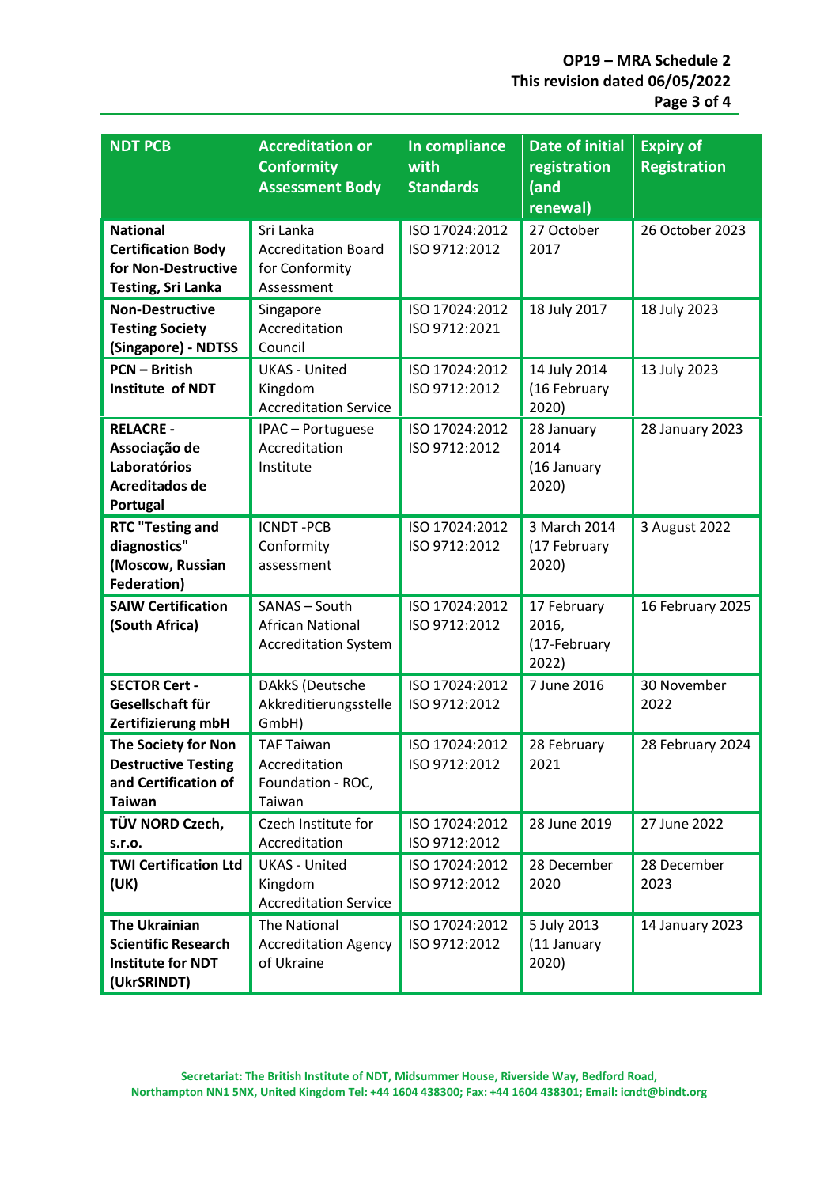| NDT PCB | Accreditation or Conformity Assessment Body | In compliance with Standards | Date of initial registration (and renewal) | Expiry of Registration |
|---|---|---|---|---|
| **National Certification Body for Non-Destructive Testing, Sri Lanka** | Sri Lanka Accreditation Board for Conformity Assessment | ISO 17024:2012 ISO 9712:2012 | 27 October 2017 | 26 October 2023 |
| **Non-Destructive Testing Society (Singapore) - NDTSS** | Singapore Accreditation Council | ISO 17024:2012 ISO 9712:2021 | 18 July 2017 | 18 July 2023 |
| **PCN – British Institute of NDT** | UKAS - United Kingdom Accreditation Service | ISO 17024:2012 ISO 9712:2012 | 14 July 2014 (16 February 2020) | 13 July 2023 |
| **RELACRE - Associação de Laboratórios Acreditados de Portugal** | IPAC – Portuguese Accreditation Institute | ISO 17024:2012 ISO 9712:2012 | 28 January 2014 (16 January 2020) | 28 January 2023 |
| **RTC "Testing and diagnostics" (Moscow, Russian Federation)** | ICNDT -PCB Conformity assessment | ISO 17024:2012 ISO 9712:2012 | 3 March 2014 (17 February 2020) | 3 August 2022 |
| **SAIW Certification (South Africa)** | SANAS – South African National Accreditation System | ISO 17024:2012 ISO 9712:2012 | 17 February 2016, (17-February 2022) | 16 February 2025 |
| **SECTOR Cert - Gesellschaft für Zertifizierung mbH** | DAkkS (Deutsche Akkreditierungsstelle GmbH) | ISO 17024:2012 ISO 9712:2012 | 7 June 2016 | 30 November 2022 |
| **The Society for Non Destructive Testing and Certification of Taiwan** | TAF Taiwan Accreditation Foundation - ROC, Taiwan | ISO 17024:2012 ISO 9712:2012 | 28 February 2021 | 28 February 2024 |
| **TÜV NORD Czech, s.r.o.** | Czech Institute for Accreditation | ISO 17024:2012 ISO 9712:2012 | 28 June 2019 | 27 June 2022 |
| **TWI Certification Ltd (UK)** | UKAS - United Kingdom Accreditation Service | ISO 17024:2012 ISO 9712:2012 | 28 December 2020 | 28 December 2023 |
| **The Ukrainian Scientific Research Institute for NDT (UkrSRINDT)** | The National Accreditation Agency of Ukraine | ISO 17024:2012 ISO 9712:2012 | 5 July 2013 (11 January 2020) | 14 January 2023 |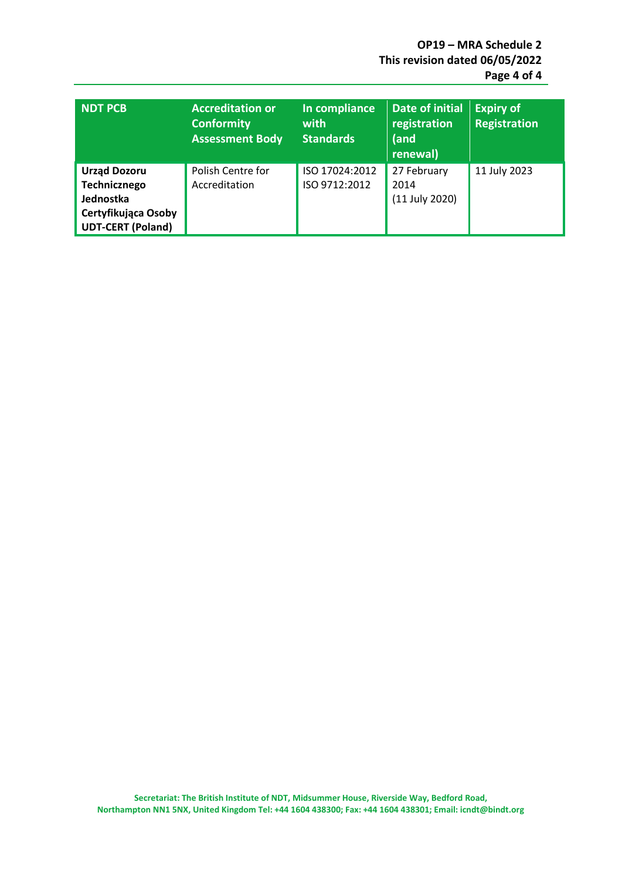| NDT PCB | Accreditation or Conformity Assessment Body | In compliance with Standards | Date of initial registration (and renewal) | Expiry of Registration |
|---|---|---|---|---|
| **Urząd Dozoru Technicznego Jednostka Certyfikująca Osoby UDT-CERT (Poland)** | Polish Centre for Accreditation | ISO 17024:2012<br>ISO 9712:2012 | 27 February 2014<br>(11 July 2020) | 11 July 2023 |

Secretariat: The British Institute of NDT, Midsummer House, Riverside Way, Bedford Road, Northampton NN1 5NX, United Kingdom Tel: +44 1604 438300; Fax: +44 1604 438301; Email: icndt@bindt.org